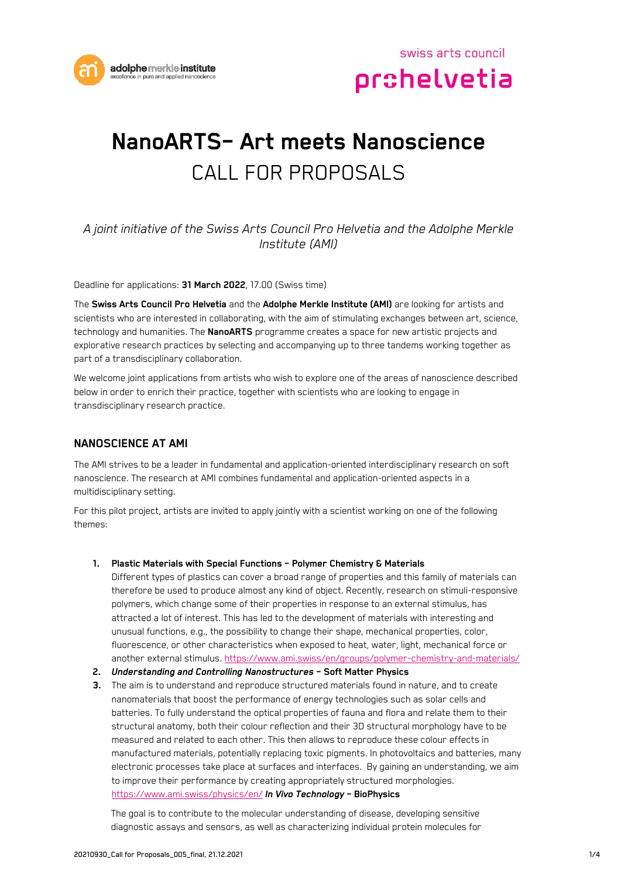# NanoARTS– Art meets Nanoscience

CALL FOR PROPOSALS

*A joint initiative of the Swiss Arts Council Pro Helvetia and the Adolphe Merkle Institute (AMI)*

Deadline for applications: **31 March 2022**, 17.00 (Swiss time)

The **Swiss Arts Council Pro Helvetia** and the **Adolphe Merkle Institute (AMI)** are looking for artists and scientists who are interested in collaborating, with the aim of stimulating exchanges between art, science, technology and humanities. The **NanoARTS** programme creates a space for new artistic projects and explorative research practices by selecting and accompanying up to three tandems working together as part of a transdisciplinary collaboration.

We welcome joint applications from artists who wish to explore one of the areas of nanoscience described below in order to enrich their practice, together with scientists who are looking to engage in transdisciplinary research practice.

## NANOSCIENCE AT AMI

The AMI strives to be a leader in fundamental and application-oriented interdisciplinary research on soft nanoscience. The research at AMI combines fundamental and application-oriented aspects in a multidisciplinary setting.

For this pilot project, artists are invited to apply jointly with a scientist working on one of the following themes:

1. **Plastic Materials with Special Functions – Polymer Chemistry & Materials**
   Different types of plastics can cover a broad range of properties and this family of materials can therefore be used to produce almost any kind of object. Recently, research on stimuli-responsive polymers, which change some of their properties in response to an external stimulus, has attracted a lot of interest. This has led to the development of materials with interesting and unusual functions, e.g., the possibility to change their shape, mechanical properties, color, fluorescence, or other characteristics when exposed to heat, water, light, mechanical force or another external stimulus. https://www.ami.swiss/en/groups/polymer-chemistry-and-materials/
2. ***Understanding and Controlling Nanostructures* – Soft Matter Physics**
3. The aim is to understand and reproduce structured materials found in nature, and to create nanomaterials that boost the performance of energy technologies such as solar cells and batteries. To fully understand the optical properties of fauna and flora and relate them to their structural anatomy, both their colour reflection and their 3D structural morphology have to be measured and related to each other. This then allows to reproduce these colour effects in manufactured materials, potentially replacing toxic pigments. In photovoltaics and batteries, many electronic processes take place at surfaces and interfaces. By gaining an understanding, we aim to improve their performance by creating appropriately structured morphologies. https://www.ami.swiss/physics/en/ ***In Vivo Technology* – BioPhysics**

   The goal is to contribute to the molecular understanding of disease, developing sensitive diagnostic assays and sensors, as well as characterizing individual protein molecules for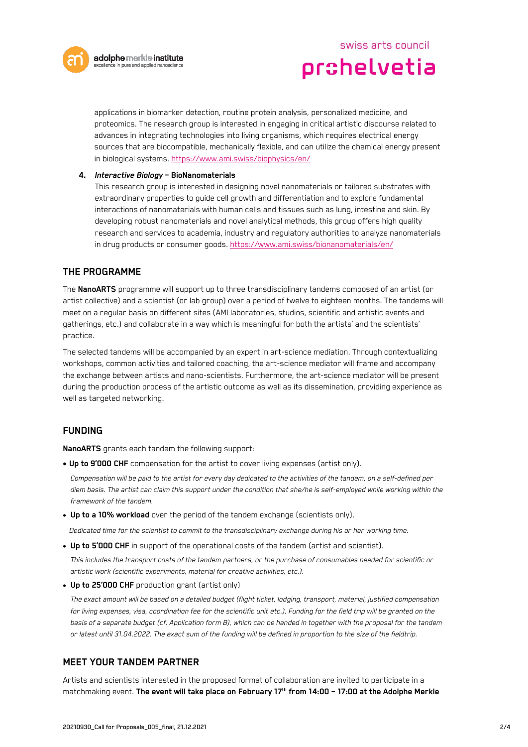applications in biomarker detection, routine protein analysis, personalized medicine, and proteomics. The research group is interested in engaging in critical artistic discourse related to advances in integrating technologies into living organisms, which requires electrical energy sources that are biocompatible, mechanically flexible, and can utilize the chemical energy present in biological systems. https://www.ami.swiss/biophysics/en/

4. ***Interactive Biology* – BioNanomaterials**
   This research group is interested in designing novel nanomaterials or tailored substrates with extraordinary properties to guide cell growth and differentiation and to explore fundamental interactions of nanomaterials with human cells and tissues such as lung, intestine and skin. By developing robust nanomaterials and novel analytical methods, this group offers high quality research and services to academia, industry and regulatory authorities to analyze nanomaterials in drug products or consumer goods. https://www.ami.swiss/bionanomaterials/en/

## THE PROGRAMME

The **NanoARTS** programme will support up to three transdisciplinary tandems composed of an artist (or artist collective) and a scientist (or lab group) over a period of twelve to eighteen months. The tandems will meet on a regular basis on different sites (AMI laboratories, studios, scientific and artistic events and gatherings, etc.) and collaborate in a way which is meaningful for both the artists' and the scientists' practice.

The selected tandems will be accompanied by an expert in art-science mediation. Through contextualizing workshops, common activities and tailored coaching, the art-science mediator will frame and accompany the exchange between artists and nano-scientists. Furthermore, the art-science mediator will be present during the production process of the artistic outcome as well as its dissemination, providing experience as well as targeted networking.

## FUNDING

**NanoARTS** grants each tandem the following support:

- **Up to 9'000 CHF** compensation for the artist to cover living expenses (artist only).

  *Compensation will be paid to the artist for every day dedicated to the activities of the tandem, on a self-defined per diem basis. The artist can claim this support under the condition that she/he is self-employed while working within the framework of the tandem.*

- **Up to a 10% workload** over the period of the tandem exchange (scientists only).

  *Dedicated time for the scientist to commit to the transdisciplinary exchange during his or her working time.*

- **Up to 5'000 CHF** in support of the operational costs of the tandem (artist and scientist).

  *This includes the transport costs of the tandem partners, or the purchase of consumables needed for scientific or artistic work (scientific experiments, material for creative activities, etc.).*

- **Up to 25'000 CHF** production grant (artist only)

  *The exact amount will be based on a detailed budget (flight ticket, lodging, transport, material, justified compensation for living expenses, visa, coordination fee for the scientific unit etc.). Funding for the field trip will be granted on the basis of a separate budget (cf. Application form B), which can be handed in together with the proposal for the tandem or latest until 31.04.2022. The exact sum of the funding will be defined in proportion to the size of the fieldtrip.*

## MEET YOUR TANDEM PARTNER

Artists and scientists interested in the proposed format of collaboration are invited to participate in a matchmaking event. **The event will take place on February 17th from 14:00 – 17:00 at the Adolphe Merkle**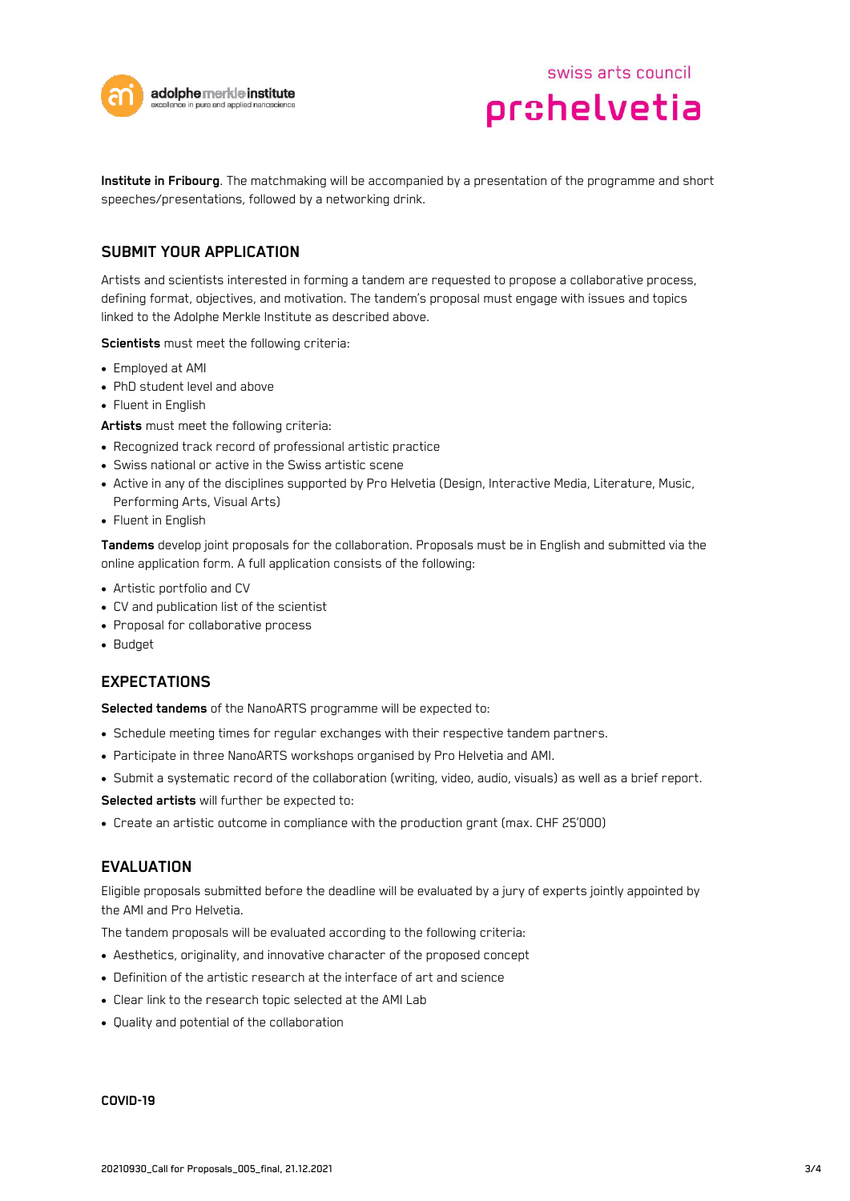**Institute in Fribourg**. The matchmaking will be accompanied by a presentation of the programme and short speeches/presentations, followed by a networking drink.

## SUBMIT YOUR APPLICATION

Artists and scientists interested in forming a tandem are requested to propose a collaborative process, defining format, objectives, and motivation. The tandem's proposal must engage with issues and topics linked to the Adolphe Merkle Institute as described above.

**Scientists** must meet the following criteria:

- Employed at AMI
- PhD student level and above
- Fluent in English

**Artists** must meet the following criteria:

- Recognized track record of professional artistic practice
- Swiss national or active in the Swiss artistic scene
- Active in any of the disciplines supported by Pro Helvetia (Design, Interactive Media, Literature, Music, Performing Arts, Visual Arts)
- Fluent in English

**Tandems** develop joint proposals for the collaboration. Proposals must be in English and submitted via the online application form. A full application consists of the following:

- Artistic portfolio and CV
- CV and publication list of the scientist
- Proposal for collaborative process
- Budget

## EXPECTATIONS

**Selected tandems** of the NanoARTS programme will be expected to:

- Schedule meeting times for regular exchanges with their respective tandem partners.
- Participate in three NanoARTS workshops organised by Pro Helvetia and AMI.
- Submit a systematic record of the collaboration (writing, video, audio, visuals) as well as a brief report.

**Selected artists** will further be expected to:

- Create an artistic outcome in compliance with the production grant (max. CHF 25'000)

## EVALUATION

Eligible proposals submitted before the deadline will be evaluated by a jury of experts jointly appointed by the AMI and Pro Helvetia.

The tandem proposals will be evaluated according to the following criteria:

- Aesthetics, originality, and innovative character of the proposed concept
- Definition of the artistic research at the interface of art and science
- Clear link to the research topic selected at the AMI Lab
- Quality and potential of the collaboration

**COVID-19**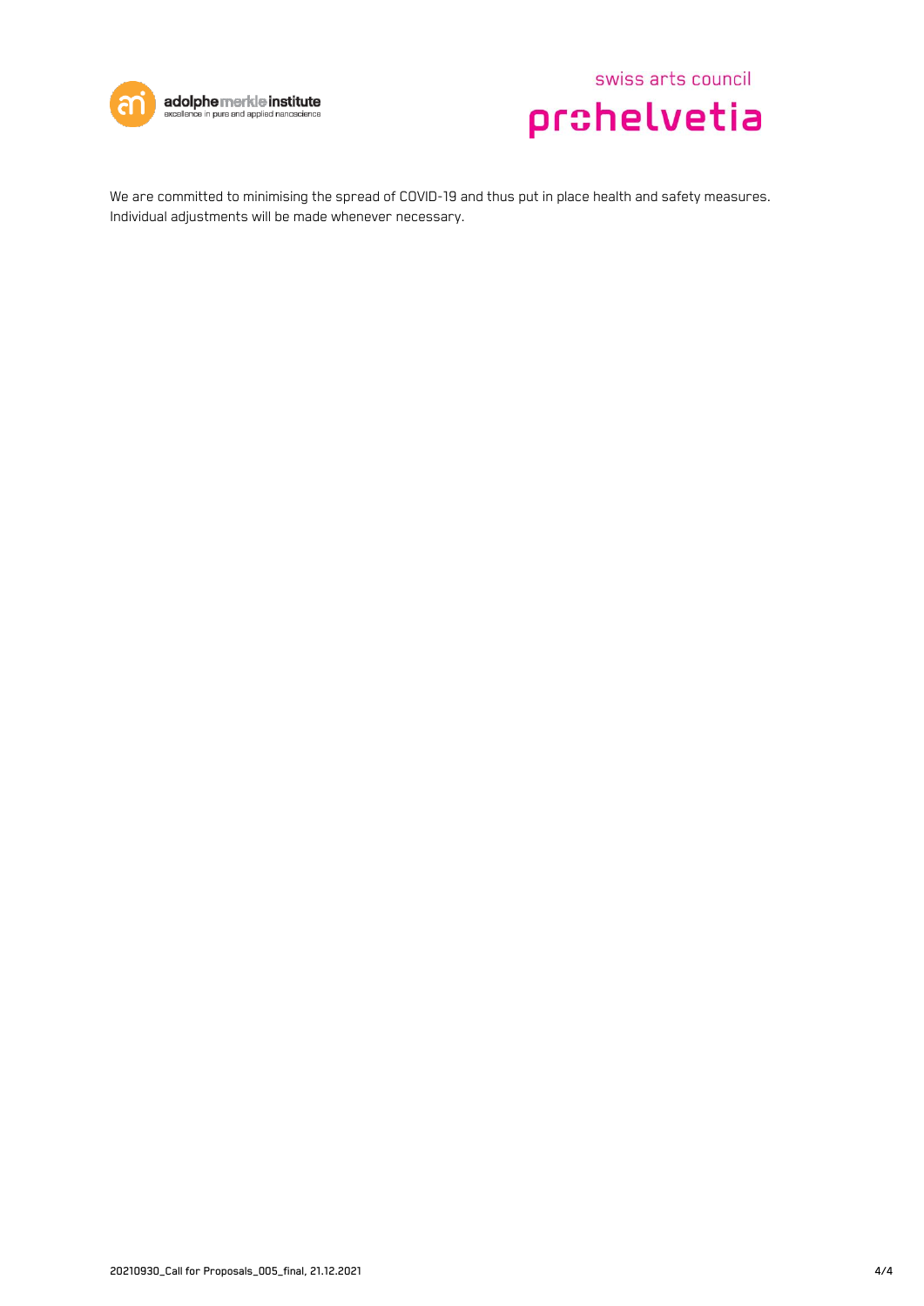We are committed to minimising the spread of COVID-19 and thus put in place health and safety measures. Individual adjustments will be made whenever necessary.